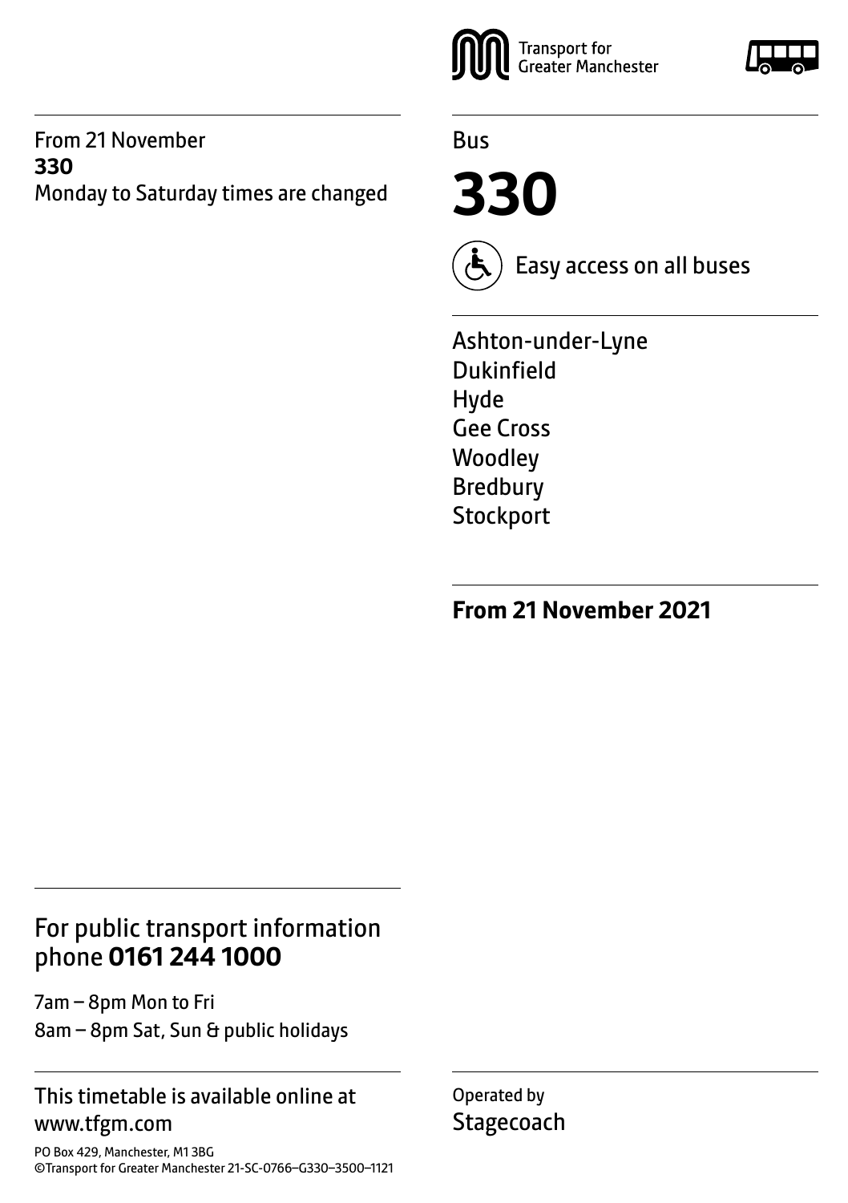From 21 November
**330**
Monday to Saturday times are changed

Transport for Greater Manchester

Bus

# 330

Easy access on all buses

Ashton-under-Lyne
Dukinfield
Hyde
Gee Cross
Woodley
Bredbury
Stockport

**From 21 November 2021**

## For public transport information phone **0161 244 1000**

7am – 8pm Mon to Fri
8am – 8pm Sat, Sun & public holidays

This timetable is available online at www.tfgm.com

PO Box 429, Manchester, M1 3BG
©Transport for Greater Manchester 21-SC-0766–G330–3500–1121

Operated by
Stagecoach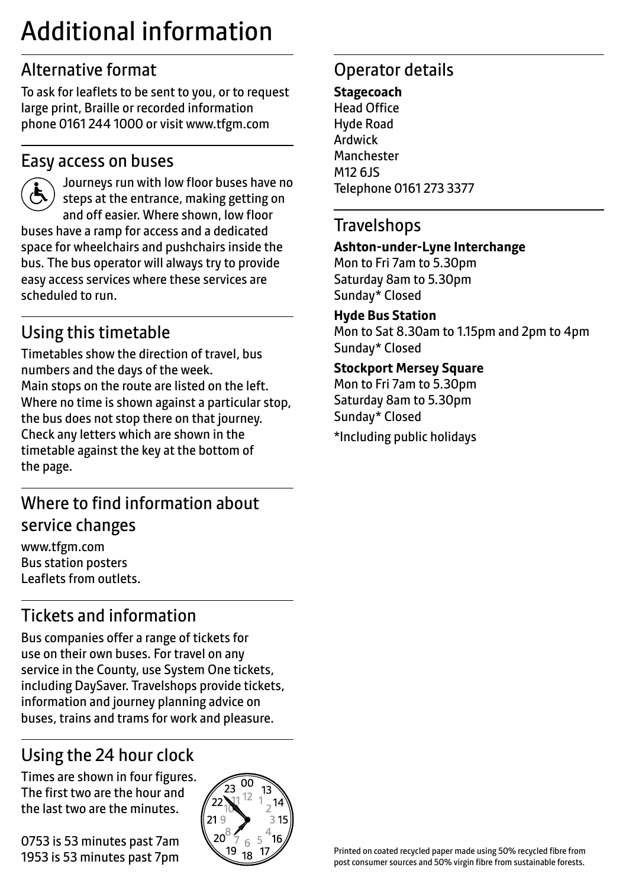# Additional information

## Alternative format

To ask for leaflets to be sent to you, or to request large print, Braille or recorded information phone 0161 244 1000 or visit www.tfgm.com

## Easy access on buses

Journeys run with low floor buses have no steps at the entrance, making getting on and off easier. Where shown, low floor buses have a ramp for access and a dedicated space for wheelchairs and pushchairs inside the bus. The bus operator will always try to provide easy access services where these services are scheduled to run.

## Using this timetable

Timetables show the direction of travel, bus numbers and the days of the week.
Main stops on the route are listed on the left. Where no time is shown against a particular stop, the bus does not stop there on that journey. Check any letters which are shown in the timetable against the key at the bottom of the page.

## Where to find information about service changes

www.tfgm.com
Bus station posters
Leaflets from outlets.

## Tickets and information

Bus companies offer a range of tickets for use on their own buses. For travel on any service in the County, use System One tickets, including DaySaver. Travelshops provide tickets, information and journey planning advice on buses, trains and trams for work and pleasure.

## Using the 24 hour clock

Times are shown in four figures. The first two are the hour and the last two are the minutes.

0753 is 53 minutes past 7am
1953 is 53 minutes past 7pm

## Operator details

**Stagecoach**
Head Office
Hyde Road
Ardwick
Manchester
M12 6JS
Telephone 0161 273 3377

## Travelshops

**Ashton-under-Lyne Interchange**
Mon to Fri 7am to 5.30pm
Saturday 8am to 5.30pm
Sunday* Closed

**Hyde Bus Station**
Mon to Sat 8.30am to 1.15pm and 2pm to 4pm
Sunday* Closed

**Stockport Mersey Square**
Mon to Fri 7am to 5.30pm
Saturday 8am to 5.30pm
Sunday* Closed

*Including public holidays

Printed on coated recycled paper made using 50% recycled fibre from post consumer sources and 50% virgin fibre from sustainable forests.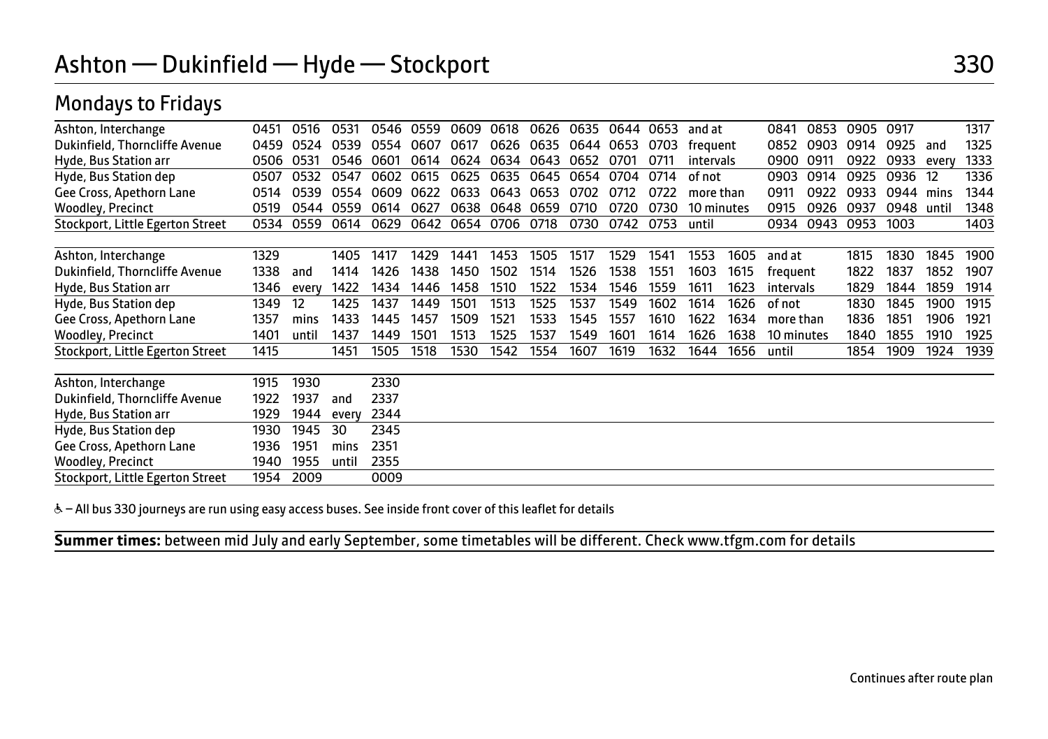# Ashton — Dukinfield — Hyde — Stockport 330

## Mondays to Fridays

| Ashton, Interchange | 0451 | 0516 | 0531 | 0546 | 0559 | 0609 | 0618 | 0626 | 0635 | 0644 | 0653 | and at | 0841 | 0853 | 0905 | 0917 | | 1317 |
|---|---|---|---|---|---|---|---|---|---|---|---|---|---|---|---|---|---|---|
| Dukinfield, Thorncliffe Avenue | 0459 | 0524 | 0539 | 0554 | 0607 | 0617 | 0626 | 0635 | 0644 | 0653 | 0703 | frequent | 0852 | 0903 | 0914 | 0925 | and | 1325 |
| Hyde, Bus Station arr | 0506 | 0531 | 0546 | 0601 | 0614 | 0624 | 0634 | 0643 | 0652 | 0701 | 0711 | intervals | 0900 | 0911 | 0922 | 0933 | every | 1333 |
| Hyde, Bus Station dep | 0507 | 0532 | 0547 | 0602 | 0615 | 0625 | 0635 | 0645 | 0654 | 0704 | 0714 | of not | 0903 | 0914 | 0925 | 0936 | 12 | 1336 |
| Gee Cross, Apethorn Lane | 0514 | 0539 | 0554 | 0609 | 0622 | 0633 | 0643 | 0653 | 0702 | 0712 | 0722 | more than | 0911 | 0922 | 0933 | 0944 | mins | 1344 |
| Woodley, Precinct | 0519 | 0544 | 0559 | 0614 | 0627 | 0638 | 0648 | 0659 | 0710 | 0720 | 0730 | 10 minutes | 0915 | 0926 | 0937 | 0948 | until | 1348 |
| Stockport, Little Egerton Street | 0534 | 0559 | 0614 | 0629 | 0642 | 0654 | 0706 | 0718 | 0730 | 0742 | 0753 | until | 0934 | 0943 | 0953 | 1003 | | 1403 |

| Ashton, Interchange | 1329 | | 1405 | 1417 | 1429 | 1441 | 1453 | 1505 | 1517 | 1529 | 1541 | 1553 | 1605 | and at | 1815 | 1830 | 1845 | 1900 |
|---|---|---|---|---|---|---|---|---|---|---|---|---|---|---|---|---|---|---|
| Dukinfield, Thorncliffe Avenue | 1338 | and | 1414 | 1426 | 1438 | 1450 | 1502 | 1514 | 1526 | 1538 | 1551 | 1603 | 1615 | frequent | 1822 | 1837 | 1852 | 1907 |
| Hyde, Bus Station arr | 1346 | every | 1422 | 1434 | 1446 | 1458 | 1510 | 1522 | 1534 | 1546 | 1559 | 1611 | 1623 | intervals | 1829 | 1844 | 1859 | 1914 |
| Hyde, Bus Station dep | 1349 | 12 | 1425 | 1437 | 1449 | 1501 | 1513 | 1525 | 1537 | 1549 | 1602 | 1614 | 1626 | of not | 1830 | 1845 | 1900 | 1915 |
| Gee Cross, Apethorn Lane | 1357 | mins | 1433 | 1445 | 1457 | 1509 | 1521 | 1533 | 1545 | 1557 | 1610 | 1622 | 1634 | more than | 1836 | 1851 | 1906 | 1921 |
| Woodley, Precinct | 1401 | until | 1437 | 1449 | 1501 | 1513 | 1525 | 1537 | 1549 | 1601 | 1614 | 1626 | 1638 | 10 minutes | 1840 | 1855 | 1910 | 1925 |
| Stockport, Little Egerton Street | 1415 | | 1451 | 1505 | 1518 | 1530 | 1542 | 1554 | 1607 | 1619 | 1632 | 1644 | 1656 | until | 1854 | 1909 | 1924 | 1939 |

| Ashton, Interchange | 1915 | 1930 | | 2330 |
|---|---|---|---|---|
| Dukinfield, Thorncliffe Avenue | 1922 | 1937 | and | 2337 |
| Hyde, Bus Station arr | 1929 | 1944 | every | 2344 |
| Hyde, Bus Station dep | 1930 | 1945 | 30 | 2345 |
| Gee Cross, Apethorn Lane | 1936 | 1951 | mins | 2351 |
| Woodley, Precinct | 1940 | 1955 | until | 2355 |
| Stockport, Little Egerton Street | 1954 | 2009 | | 0009 |

♿ – All bus 330 journeys are run using easy access buses. See inside front cover of this leaflet for details

**Summer times:** between mid July and early September, some timetables will be different. Check www.tfgm.com for details

Continues after route plan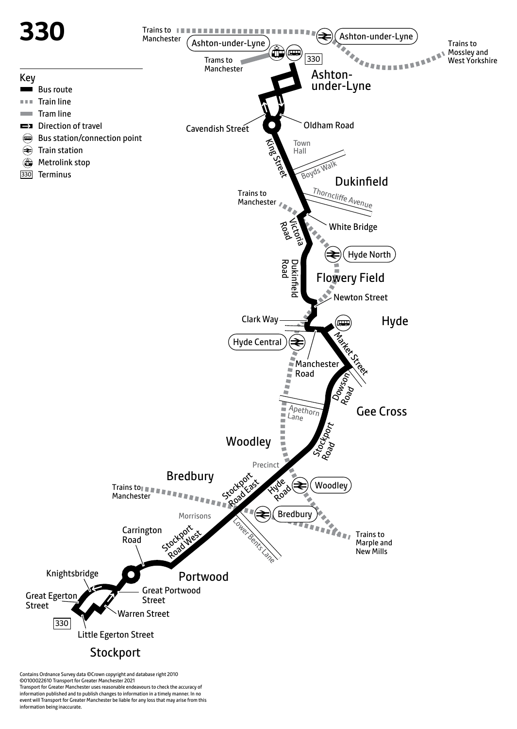# 330

## Key

- Bus route
- Train line
- Tram line
- Direction of travel
- Bus station/connection point
- Train station
- Metrolink stop
- 330 Terminus

Trains to Manchester

Ashton-under-Lyne

Trams to Manchester

330

Ashton-under-Lyne

Trains to Mossley and West Yorkshire

Ashton-under-Lyne

Cavendish Street

Oldham Road

King Street

Town Hall

Boyds Walk

Dukinfield

Thorncliffe Avenue

Trains to Manchester

Victoria Road

White Bridge

Hyde North

Dukinfield Road

Flowery Field

Newton Street

Clark Way

Hyde

Hyde Central

Manchester Road

Market Street

Dowson Road

Apethorn Lane

Gee Cross

Woodley

Stockport Road

Precinct

Bredbury

Stockport Road East

Hyde Road

Woodley

Trains to Manchester

Bredbury

Morrisons

Lower Bents Lane

Trains to Marple and New Mills

Carrington Road

Stockport Road West

Portwood

Knightsbridge

Great Portwood Street

Great Egerton Street

Warren Street

330

Little Egerton Street

Stockport

Contains Ordnance Survey data ©Crown copyright and database right 2010
©0100022610 Transport for Greater Manchester 2021
Transport for Greater Manchester uses reasonable endeavours to check the accuracy of information published and to publish changes to information in a timely manner. In no event will Transport for Greater Manchester be liable for any loss that may arise from this information being inaccurate.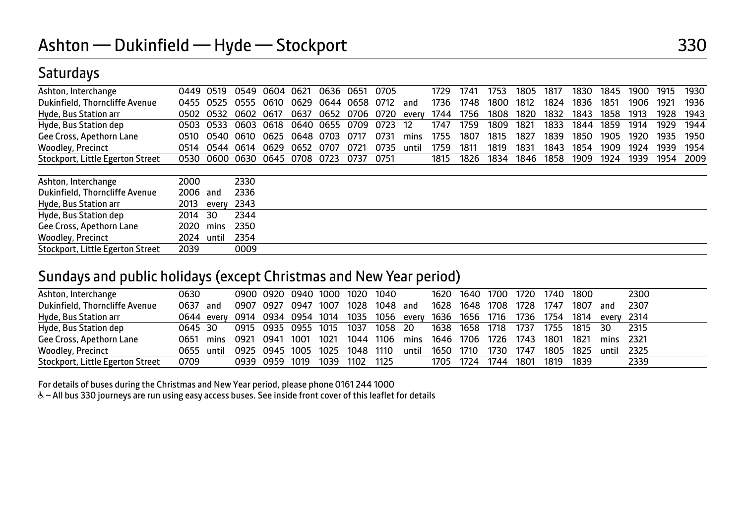# Ashton — Dukinfield — Hyde — Stockport

330

## Saturdays

| | | | | | | | | | | | | | | | | | | | |
|---|---|---|---|---|---|---|---|---|---|---|---|---|---|---|---|---|---|---|---|
| Ashton, Interchange | 0449 | 0519 | 0549 | 0604 | 0621 | 0636 | 0651 | 0705 | | 1729 | 1741 | 1753 | 1805 | 1817 | 1830 | 1845 | 1900 | 1915 | 1930 |
| Dukinfield, Thorncliffe Avenue | 0455 | 0525 | 0555 | 0610 | 0629 | 0644 | 0658 | 0712 | and | 1736 | 1748 | 1800 | 1812 | 1824 | 1836 | 1851 | 1906 | 1921 | 1936 |
| Hyde, Bus Station arr | 0502 | 0532 | 0602 | 0617 | 0637 | 0652 | 0706 | 0720 | every | 1744 | 1756 | 1808 | 1820 | 1832 | 1843 | 1858 | 1913 | 1928 | 1943 |
| Hyde, Bus Station dep | 0503 | 0533 | 0603 | 0618 | 0640 | 0655 | 0709 | 0723 | 12 | 1747 | 1759 | 1809 | 1821 | 1833 | 1844 | 1859 | 1914 | 1929 | 1944 |
| Gee Cross, Apethorn Lane | 0510 | 0540 | 0610 | 0625 | 0648 | 0703 | 0717 | 0731 | mins | 1755 | 1807 | 1815 | 1827 | 1839 | 1850 | 1905 | 1920 | 1935 | 1950 |
| Woodley, Precinct | 0514 | 0544 | 0614 | 0629 | 0652 | 0707 | 0721 | 0735 | until | 1759 | 1811 | 1819 | 1831 | 1843 | 1854 | 1909 | 1924 | 1939 | 1954 |
| Stockport, Little Egerton Street | 0530 | 0600 | 0630 | 0645 | 0708 | 0723 | 0737 | 0751 | | 1815 | 1826 | 1834 | 1846 | 1858 | 1909 | 1924 | 1939 | 1954 | 2009 |

| | | | |
|---|---|---|---|
| Ashton, Interchange | 2000 | | 2330 |
| Dukinfield, Thorncliffe Avenue | 2006 | and | 2336 |
| Hyde, Bus Station arr | 2013 | every | 2343 |
| Hyde, Bus Station dep | 2014 | 30 | 2344 |
| Gee Cross, Apethorn Lane | 2020 | mins | 2350 |
| Woodley, Precinct | 2024 | until | 2354 |
| Stockport, Little Egerton Street | 2039 | | 0009 |

## Sundays and public holidays (except Christmas and New Year period)

| | | | | | | | | | | | | | | | | | | |
|---|---|---|---|---|---|---|---|---|---|---|---|---|---|---|---|---|---|---|
| Ashton, Interchange | 0630 | | 0900 | 0920 | 0940 | 1000 | 1020 | 1040 | | 1620 | 1640 | 1700 | 1720 | 1740 | 1800 | | 2300 |
| Dukinfield, Thorncliffe Avenue | 0637 | and | 0907 | 0927 | 0947 | 1007 | 1028 | 1048 | and | 1628 | 1648 | 1708 | 1728 | 1747 | 1807 | and | 2307 |
| Hyde, Bus Station arr | 0644 | every | 0914 | 0934 | 0954 | 1014 | 1035 | 1056 | every | 1636 | 1656 | 1716 | 1736 | 1754 | 1814 | every | 2314 |
| Hyde, Bus Station dep | 0645 | 30 | 0915 | 0935 | 0955 | 1015 | 1037 | 1058 | 20 | 1638 | 1658 | 1718 | 1737 | 1755 | 1815 | 30 | 2315 |
| Gee Cross, Apethorn Lane | 0651 | mins | 0921 | 0941 | 1001 | 1021 | 1044 | 1106 | mins | 1646 | 1706 | 1726 | 1743 | 1801 | 1821 | mins | 2321 |
| Woodley, Precinct | 0655 | until | 0925 | 0945 | 1005 | 1025 | 1048 | 1110 | until | 1650 | 1710 | 1730 | 1747 | 1805 | 1825 | until | 2325 |
| Stockport, Little Egerton Street | 0709 | | 0939 | 0959 | 1019 | 1039 | 1102 | 1125 | | 1705 | 1724 | 1744 | 1801 | 1819 | 1839 | | 2339 |

For details of buses during the Christmas and New Year period, please phone 0161 244 1000

♿ – All bus 330 journeys are run using easy access buses. See inside front cover of this leaflet for details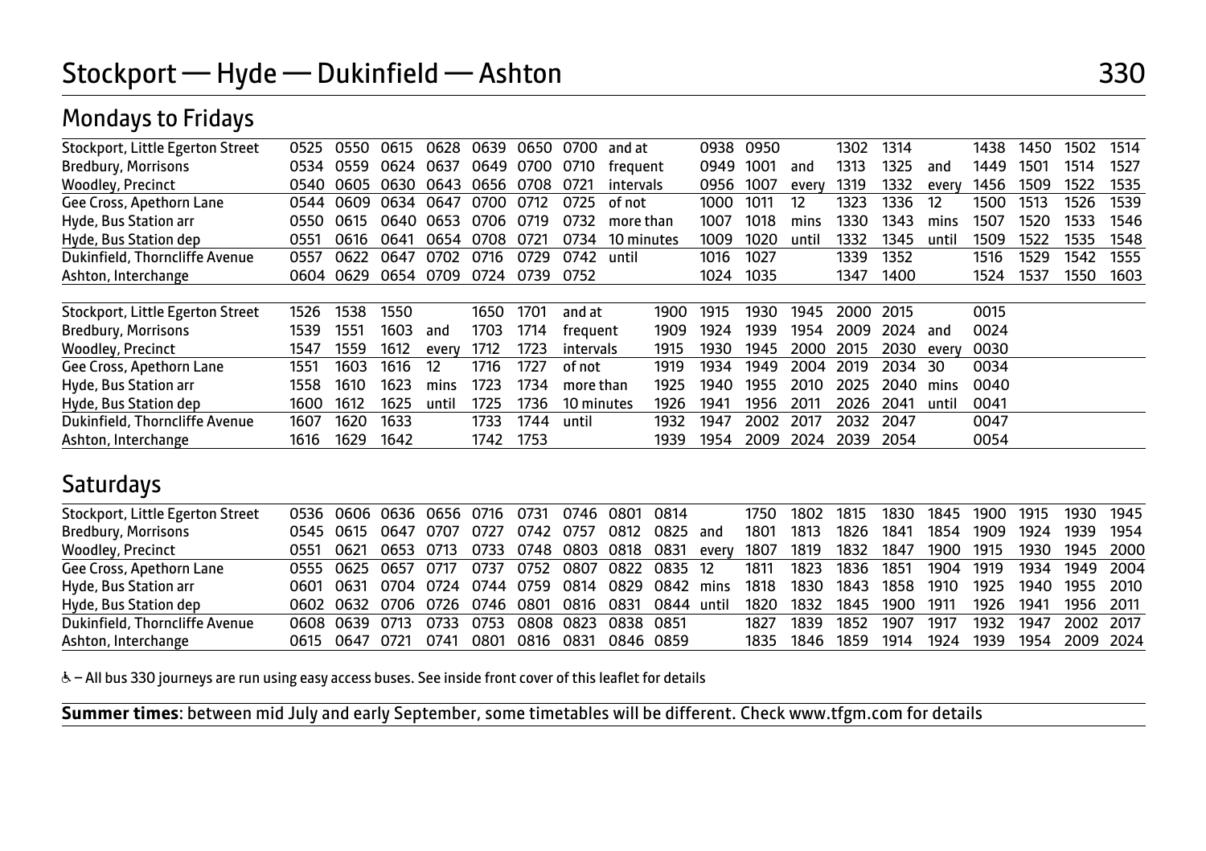# Stockport — Hyde — Dukinfield — Ashton 330

## Mondays to Fridays

| Stockport, Little Egerton Street | 0525 | 0550 | 0615 | 0628 | 0639 | 0650 | 0700 | and at | 0938 | 0950 | | 1302 | 1314 | | 1438 | 1450 | 1502 | 1514 |
|---|---|---|---|---|---|---|---|---|---|---|---|---|---|---|---|---|---|---|
| Bredbury, Morrisons | 0534 | 0559 | 0624 | 0637 | 0649 | 0700 | 0710 | frequent | 0949 | 1001 | and | 1313 | 1325 | and | 1449 | 1501 | 1514 | 1527 |
| Woodley, Precinct | 0540 | 0605 | 0630 | 0643 | 0656 | 0708 | 0721 | intervals | 0956 | 1007 | every | 1319 | 1332 | every | 1456 | 1509 | 1522 | 1535 |
| Gee Cross, Apethorn Lane | 0544 | 0609 | 0634 | 0647 | 0700 | 0712 | 0725 | of not | 1000 | 1011 | 12 | 1323 | 1336 | 12 | 1500 | 1513 | 1526 | 1539 |
| Hyde, Bus Station arr | 0550 | 0615 | 0640 | 0653 | 0706 | 0719 | 0732 | more than | 1007 | 1018 | mins | 1330 | 1343 | mins | 1507 | 1520 | 1533 | 1546 |
| Hyde, Bus Station dep | 0551 | 0616 | 0641 | 0654 | 0708 | 0721 | 0734 | 10 minutes | 1009 | 1020 | until | 1332 | 1345 | until | 1509 | 1522 | 1535 | 1548 |
| Dukinfield, Thorncliffe Avenue | 0557 | 0622 | 0647 | 0702 | 0716 | 0729 | 0742 | until | 1016 | 1027 | | 1339 | 1352 | | 1516 | 1529 | 1542 | 1555 |
| Ashton, Interchange | 0604 | 0629 | 0654 | 0709 | 0724 | 0739 | 0752 | | 1024 | 1035 | | 1347 | 1400 | | 1524 | 1537 | 1550 | 1603 |

| Stockport, Little Egerton Street | 1526 | 1538 | 1550 | | 1650 | 1701 | and at | 1900 | 1915 | 1930 | 1945 | 2000 | 2015 | | 0015 |
|---|---|---|---|---|---|---|---|---|---|---|---|---|---|---|---|
| Bredbury, Morrisons | 1539 | 1551 | 1603 | and | 1703 | 1714 | frequent | 1909 | 1924 | 1939 | 1954 | 2009 | 2024 | and | 0024 |
| Woodley, Precinct | 1547 | 1559 | 1612 | every | 1712 | 1723 | intervals | 1915 | 1930 | 1945 | 2000 | 2015 | 2030 | every | 0030 |
| Gee Cross, Apethorn Lane | 1551 | 1603 | 1616 | 12 | 1716 | 1727 | of not | 1919 | 1934 | 1949 | 2004 | 2019 | 2034 | 30 | 0034 |
| Hyde, Bus Station arr | 1558 | 1610 | 1623 | mins | 1723 | 1734 | more than | 1925 | 1940 | 1955 | 2010 | 2025 | 2040 | mins | 0040 |
| Hyde, Bus Station dep | 1600 | 1612 | 1625 | until | 1725 | 1736 | 10 minutes | 1926 | 1941 | 1956 | 2011 | 2026 | 2041 | until | 0041 |
| Dukinfield, Thorncliffe Avenue | 1607 | 1620 | 1633 | | 1733 | 1744 | until | 1932 | 1947 | 2002 | 2017 | 2032 | 2047 | | 0047 |
| Ashton, Interchange | 1616 | 1629 | 1642 | | 1742 | 1753 | | 1939 | 1954 | 2009 | 2024 | 2039 | 2054 | | 0054 |

## Saturdays

| Stockport, Little Egerton Street | 0536 | 0606 | 0636 | 0656 | 0716 | 0731 | 0746 | 0801 | 0814 | | 1750 | 1802 | 1815 | 1830 | 1845 | 1900 | 1915 | 1930 | 1945 |
|---|---|---|---|---|---|---|---|---|---|---|---|---|---|---|---|---|---|---|---|
| Bredbury, Morrisons | 0545 | 0615 | 0647 | 0707 | 0727 | 0742 | 0757 | 0812 | 0825 | and | 1801 | 1813 | 1826 | 1841 | 1854 | 1909 | 1924 | 1939 | 1954 |
| Woodley, Precinct | 0551 | 0621 | 0653 | 0713 | 0733 | 0748 | 0803 | 0818 | 0831 | every | 1807 | 1819 | 1832 | 1847 | 1900 | 1915 | 1930 | 1945 | 2000 |
| Gee Cross, Apethorn Lane | 0555 | 0625 | 0657 | 0717 | 0737 | 0752 | 0807 | 0822 | 0835 | 12 | 1811 | 1823 | 1836 | 1851 | 1904 | 1919 | 1934 | 1949 | 2004 |
| Hyde, Bus Station arr | 0601 | 0631 | 0704 | 0724 | 0744 | 0759 | 0814 | 0829 | 0842 | mins | 1818 | 1830 | 1843 | 1858 | 1910 | 1925 | 1940 | 1955 | 2010 |
| Hyde, Bus Station dep | 0602 | 0632 | 0706 | 0726 | 0746 | 0801 | 0816 | 0831 | 0844 | until | 1820 | 1832 | 1845 | 1900 | 1911 | 1926 | 1941 | 1956 | 2011 |
| Dukinfield, Thorncliffe Avenue | 0608 | 0639 | 0713 | 0733 | 0753 | 0808 | 0823 | 0838 | 0851 | | 1827 | 1839 | 1852 | 1907 | 1917 | 1932 | 1947 | 2002 | 2017 |
| Ashton, Interchange | 0615 | 0647 | 0721 | 0741 | 0801 | 0816 | 0831 | 0846 | 0859 | | 1835 | 1846 | 1859 | 1914 | 1924 | 1939 | 1954 | 2009 | 2024 |

♿ – All bus 330 journeys are run using easy access buses. See inside front cover of this leaflet for details

**Summer times**: between mid July and early September, some timetables will be different. Check www.tfgm.com for details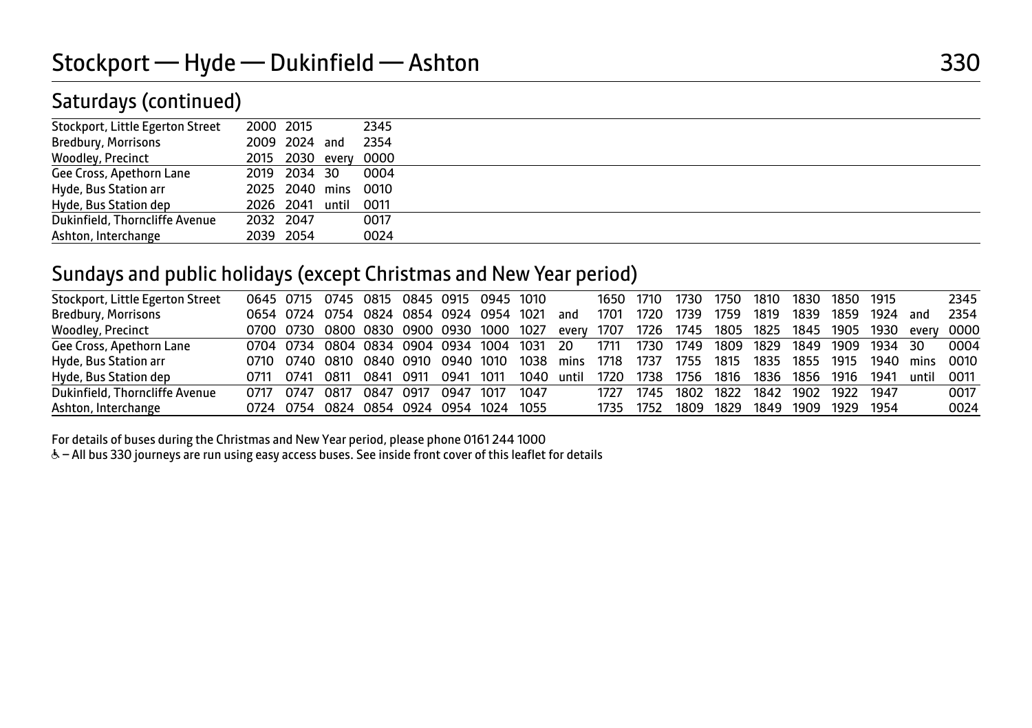# Stockport — Hyde — Dukinfield — Ashton

330

## Saturdays (continued)

| | | | | |
|---|---|---|---|---|
| Stockport, Little Egerton Street | 2000 | 2015 | | 2345 |
| Bredbury, Morrisons | 2009 | 2024 | and | 2354 |
| Woodley, Precinct | 2015 | 2030 | every | 0000 |
| Gee Cross, Apethorn Lane | 2019 | 2034 | 30 | 0004 |
| Hyde, Bus Station arr | 2025 | 2040 | mins | 0010 |
| Hyde, Bus Station dep | 2026 | 2041 | until | 0011 |
| Dukinfield, Thorncliffe Avenue | 2032 | 2047 | | 0017 |
| Ashton, Interchange | 2039 | 2054 | | 0024 |

## Sundays and public holidays (except Christmas and New Year period)

| | | | | | | | | | | | | | | | | | | | | |
|---|---|---|---|---|---|---|---|---|---|---|---|---|---|---|---|---|---|---|---|---|
| Stockport, Little Egerton Street | 0645 | 0715 | 0745 | 0815 | 0845 | 0915 | 0945 | 1010 | | 1650 | 1710 | 1730 | 1750 | 1810 | 1830 | 1850 | 1915 | | 2345 |
| Bredbury, Morrisons | 0654 | 0724 | 0754 | 0824 | 0854 | 0924 | 0954 | 1021 | and | 1701 | 1720 | 1739 | 1759 | 1819 | 1839 | 1859 | 1924 | and | 2354 |
| Woodley, Precinct | 0700 | 0730 | 0800 | 0830 | 0900 | 0930 | 1000 | 1027 | every | 1707 | 1726 | 1745 | 1805 | 1825 | 1845 | 1905 | 1930 | every | 0000 |
| Gee Cross, Apethorn Lane | 0704 | 0734 | 0804 | 0834 | 0904 | 0934 | 1004 | 1031 | 20 | 1711 | 1730 | 1749 | 1809 | 1829 | 1849 | 1909 | 1934 | 30 | 0004 |
| Hyde, Bus Station arr | 0710 | 0740 | 0810 | 0840 | 0910 | 0940 | 1010 | 1038 | mins | 1718 | 1737 | 1755 | 1815 | 1835 | 1855 | 1915 | 1940 | mins | 0010 |
| Hyde, Bus Station dep | 0711 | 0741 | 0811 | 0841 | 0911 | 0941 | 1011 | 1040 | until | 1720 | 1738 | 1756 | 1816 | 1836 | 1856 | 1916 | 1941 | until | 0011 |
| Dukinfield, Thorncliffe Avenue | 0717 | 0747 | 0817 | 0847 | 0917 | 0947 | 1017 | 1047 | | 1727 | 1745 | 1802 | 1822 | 1842 | 1902 | 1922 | 1947 | | 0017 |
| Ashton, Interchange | 0724 | 0754 | 0824 | 0854 | 0924 | 0954 | 1024 | 1055 | | 1735 | 1752 | 1809 | 1829 | 1849 | 1909 | 1929 | 1954 | | 0024 |

For details of buses during the Christmas and New Year period, please phone 0161 244 1000

♿ – All bus 330 journeys are run using easy access buses. See inside front cover of this leaflet for details